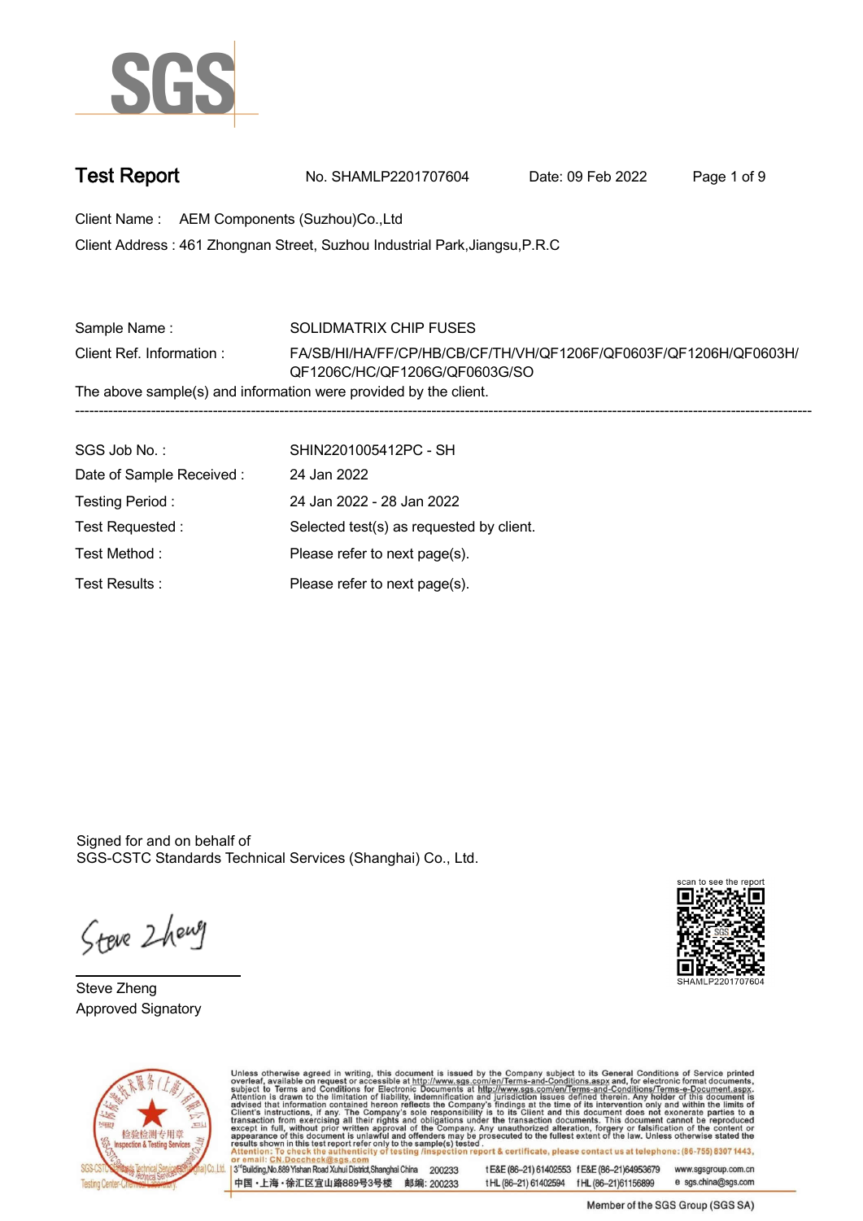# Test Report

No. SHAMLP2201707604 Date: 09 Feb 2022

Client Name : AEM Components (Suzhou)Co.,Ltd

Client Address : 461 Zhongnan Street, Suzhou Industrial Park,Jiangsu,P.R.C

Sample Name : SOLIDMATRIX CHIP FUSES

Client Ref. Information : FA/SB/HI/HA/FF/CP/HB/CB/CF/TH/VH/QF1206F/QF0603F/QF1206H/QF0603H/QF1206C/HC/QF1206G/QF0603G/SO

The above sample(s) and information were provided by the client.

---

SGS Job No. : SHIN2201005412PC - SH

Date of Sample Received : 24 Jan 2022

Testing Period : 24 Jan 2022 - 28 Jan 2022

Test Requested : Selected test(s) as requested by client.

Test Method : Please refer to next page(s).

Test Results : Please refer to next page(s).

Signed for and on behalf of
SGS-CSTC Standards Technical Services (Shanghai) Co., Ltd.

Steve Zheng
Approved Signatory

scan to see the report
SHAMLP2201707604

Unless otherwise agreed in writing, this document is issued by the Company subject to its General Conditions of Service printed overleaf, available on request or accessible at http://www.sgs.com/en/Terms-and-Conditions.aspx and, for electronic format documents, subject to Terms and Conditions for Electronic Documents at http://www.sgs.com/en/Terms-and-Conditions/Terms-e-Document.aspx. Attention is drawn to the limitation of liability, indemnification and jurisdiction issues defined therein. Any holder of this document is advised that information contained hereon reflects the Company's findings at the time of its intervention only and within the limits of Client's instructions, if any. The Company's sole responsibility is to its Client and this document does not exonerate parties to a transaction from exercising all their rights and obligations under the transaction documents. This document cannot be reproduced except in full, without prior written approval of the Company. Any unauthorized alteration, forgery or falsification of the content or appearance of this document is unlawful and offenders may be prosecuted to the fullest extent of the law. Unless otherwise stated the results shown in this test report refer only to the sample(s) tested .
Attention: To check the authenticity of testing /inspection report & certificate, please contact us at telephone: (86-755) 8307 1443, or email: CN.Doccheck@sgs.com

3rd Building,No.889 Yishan Road Xuhui District,Shanghai China 200233 t E&E (86–21) 61402553 f E&E (86–21)64953679 www.sgsgroup.com.cn
中国・上海・徐汇区宜山路889号3号楼 邮编: 200233 t HL (86–21) 61402594 f HL (86–21)61156899 e sgs.china@sgs.com

Member of the SGS Group (SGS SA)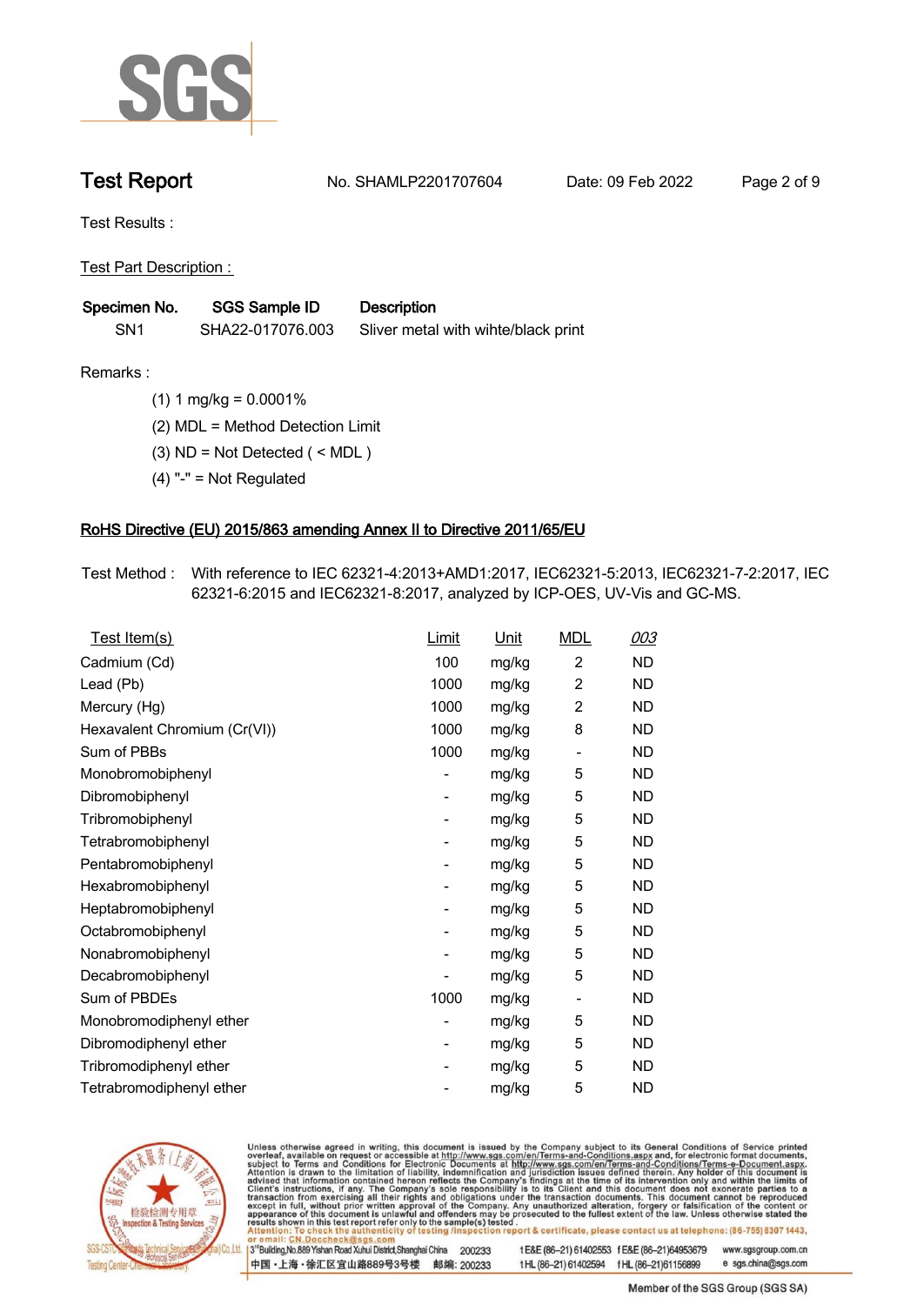# Test Report

No. SHAMLP2201707604    Date: 09 Feb 2022

Test Results :

Test Part Description :

| Specimen No. | SGS Sample ID | Description |
|---|---|---|
| SN1 | SHA22-017076.003 | Sliver metal with wihte/black print |

Remarks :

(1) 1 mg/kg = 0.0001%

(2) MDL = Method Detection Limit

(3) ND = Not Detected ( < MDL )

(4) "-" = Not Regulated

## RoHS Directive (EU) 2015/863 amending Annex II to Directive 2011/65/EU

Test Method : With reference to IEC 62321-4:2013+AMD1:2017, IEC62321-5:2013, IEC62321-7-2:2017, IEC 62321-6:2015 and IEC62321-8:2017, analyzed by ICP-OES, UV-Vis and GC-MS.

| Test Item(s) | Limit | Unit | MDL | 003 |
|---|---|---|---|---|
| Cadmium (Cd) | 100 | mg/kg | 2 | ND |
| Lead (Pb) | 1000 | mg/kg | 2 | ND |
| Mercury (Hg) | 1000 | mg/kg | 2 | ND |
| Hexavalent Chromium (Cr(VI)) | 1000 | mg/kg | 8 | ND |
| Sum of PBBs | 1000 | mg/kg | - | ND |
| Monobromobiphenyl | - | mg/kg | 5 | ND |
| Dibromobiphenyl | - | mg/kg | 5 | ND |
| Tribromobiphenyl | - | mg/kg | 5 | ND |
| Tetrabromobiphenyl | - | mg/kg | 5 | ND |
| Pentabromobiphenyl | - | mg/kg | 5 | ND |
| Hexabromobiphenyl | - | mg/kg | 5 | ND |
| Heptabromobiphenyl | - | mg/kg | 5 | ND |
| Octabromobiphenyl | - | mg/kg | 5 | ND |
| Nonabromobiphenyl | - | mg/kg | 5 | ND |
| Decabromobiphenyl | - | mg/kg | 5 | ND |
| Sum of PBDEs | 1000 | mg/kg | - | ND |
| Monobromodiphenyl ether | - | mg/kg | 5 | ND |
| Dibromodiphenyl ether | - | mg/kg | 5 | ND |
| Tribromodiphenyl ether | - | mg/kg | 5 | ND |
| Tetrabromodiphenyl ether | - | mg/kg | 5 | ND |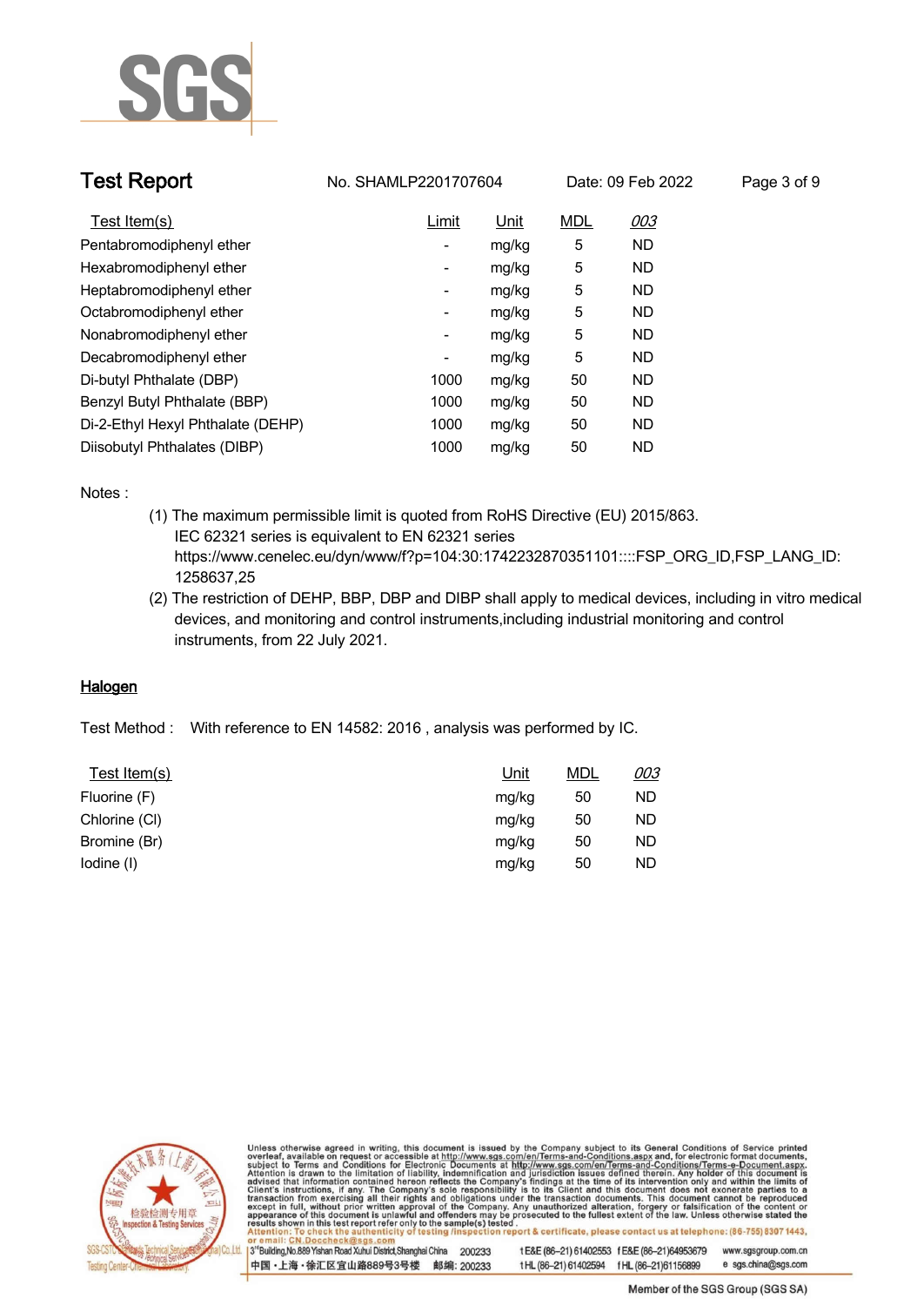# Test Report

No. SHAMLP2201707604 Date: 09 Feb 2022

| Test Item(s) | Limit | Unit | MDL | 003 |
|---|---|---|---|---|
| Pentabromodiphenyl ether | - | mg/kg | 5 | ND |
| Hexabromodiphenyl ether | - | mg/kg | 5 | ND |
| Heptabromodiphenyl ether | - | mg/kg | 5 | ND |
| Octabromodiphenyl ether | - | mg/kg | 5 | ND |
| Nonabromodiphenyl ether | - | mg/kg | 5 | ND |
| Decabromodiphenyl ether | - | mg/kg | 5 | ND |
| Di-butyl Phthalate (DBP) | 1000 | mg/kg | 50 | ND |
| Benzyl Butyl Phthalate (BBP) | 1000 | mg/kg | 50 | ND |
| Di-2-Ethyl Hexyl Phthalate (DEHP) | 1000 | mg/kg | 50 | ND |
| Diisobutyl Phthalates (DIBP) | 1000 | mg/kg | 50 | ND |

Notes :

(1) The maximum permissible limit is quoted from RoHS Directive (EU) 2015/863.
IEC 62321 series is equivalent to EN 62321 series
https://www.cenelec.eu/dyn/www/f?p=104:30:1742232870351101::::FSP_ORG_ID,FSP_LANG_ID:1258637,25

(2) The restriction of DEHP, BBP, DBP and DIBP shall apply to medical devices, including in vitro medical devices, and monitoring and control instruments,including industrial monitoring and control instruments, from 22 July 2021.

## Halogen

Test Method : With reference to EN 14582: 2016 , analysis was performed by IC.

| Test Item(s) | Unit | MDL | 003 |
|---|---|---|---|
| Fluorine (F) | mg/kg | 50 | ND |
| Chlorine (Cl) | mg/kg | 50 | ND |
| Bromine (Br) | mg/kg | 50 | ND |
| Iodine (I) | mg/kg | 50 | ND |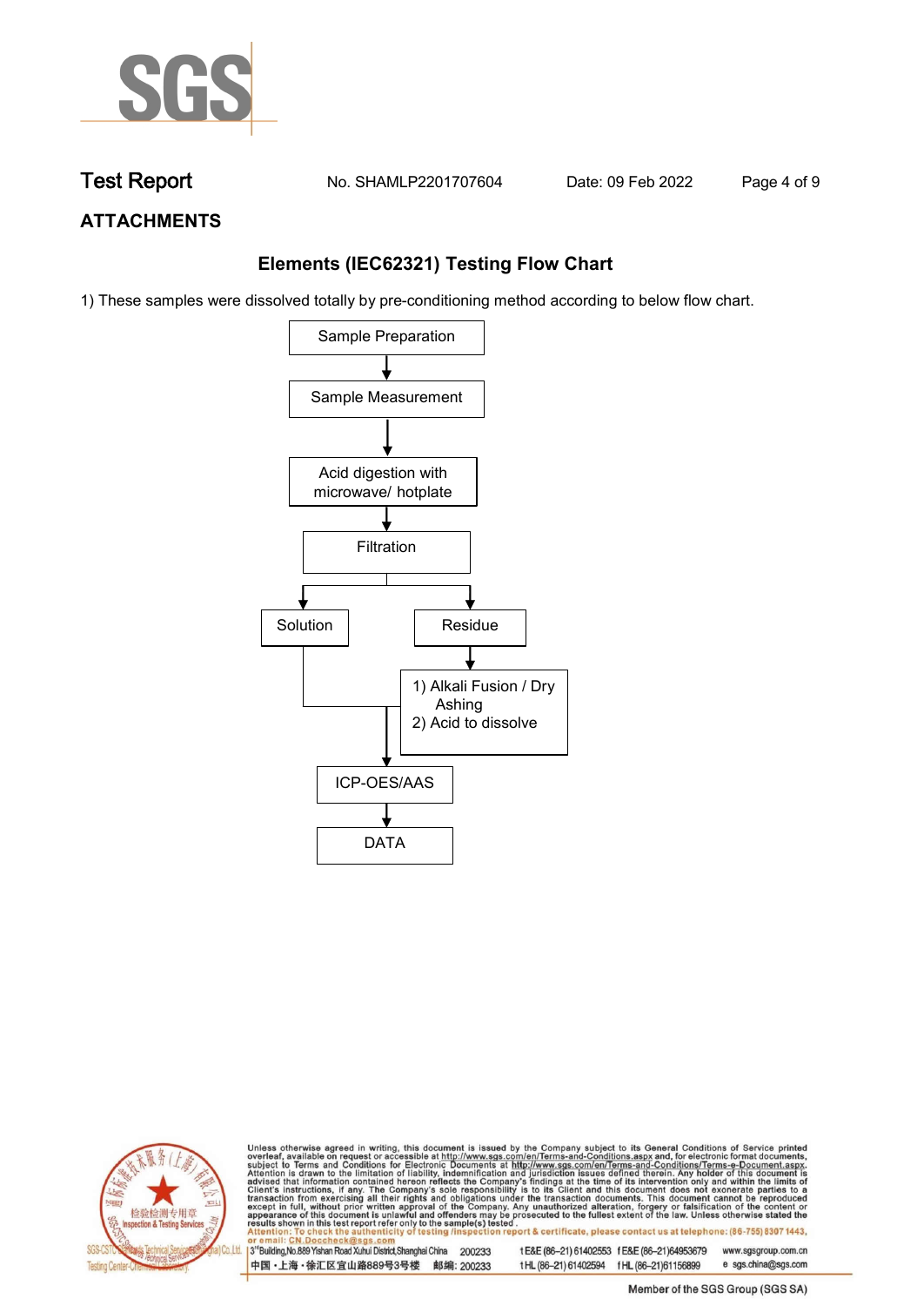# Test Report

No. SHAMLP2201707604 Date: 09 Feb 2022

## ATTACHMENTS

### Elements (IEC62321) Testing Flow Chart

1) These samples were dissolved totally by pre-conditioning method according to below flow chart.

Sample Preparation
↓
Sample Measurement
↓
Acid digestion with microwave/ hotplate
↓
Filtration
↓ (splits into two branches)

- Solution → ICP-OES/AAS
- Residue → 1) Alkali Fusion / Dry Ashing 2) Acid to dissolve → ICP-OES/AAS

ICP-OES/AAS
↓
DATA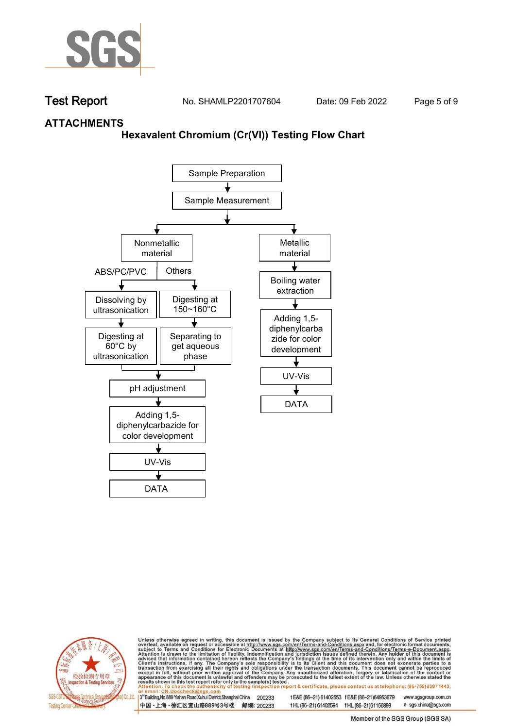## ATTACHMENTS

### Hexavalent Chromium (Cr(VI)) Testing Flow Chart

Sample Preparation
↓
Sample Measurement
↓

**Nonmetallic material**

- ABS/PC/PVC
  - Dissolving by ultrasonication
  - ↓
  - Digesting at 60°C by ultrasonication
- Others
  - Digesting at 150~160°C
  - ↓
  - Separating to get aqueous phase

↓
pH adjustment
↓
Adding 1,5-diphenylcarbazide for color development
↓
UV-Vis
↓
DATA

**Metallic material**

↓
Boiling water extraction
↓
Adding 1,5-diphenylcarbazide for color development
↓
UV-Vis
↓
DATA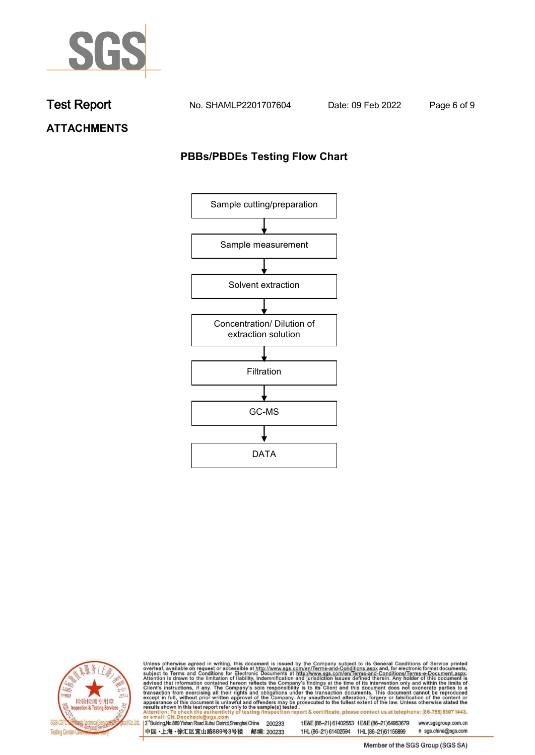# Test Report

No. SHAMLP2201707604 Date: 09 Feb 2022

## ATTACHMENTS

### PBBs/PBDEs Testing Flow Chart

Sample cutting/preparation

↓

Sample measurement

↓

Solvent extraction

↓

Concentration/ Dilution of extraction solution

↓

Filtration

↓

GC-MS

↓

DATA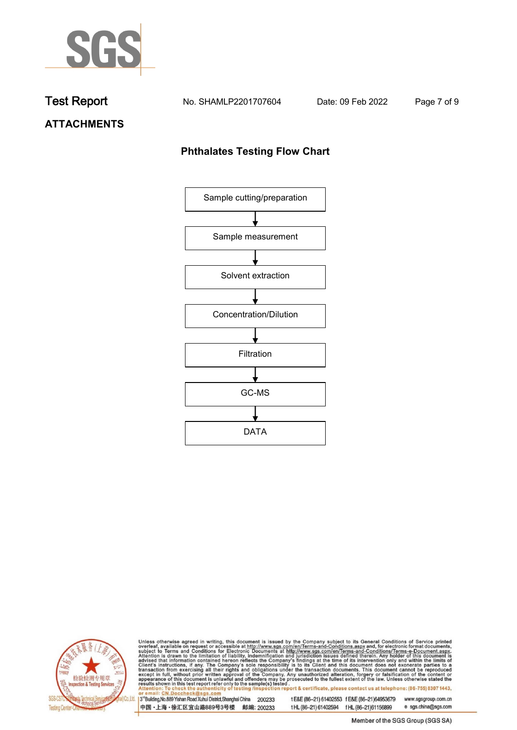Test Report No. SHAMLP2201707604 Date: 09 Feb 2022

**ATTACHMENTS**

## Phthalates Testing Flow Chart

Sample cutting/preparation
↓
Sample measurement
↓
Solvent extraction
↓
Concentration/Dilution
↓
Filtration
↓
GC-MS
↓
DATA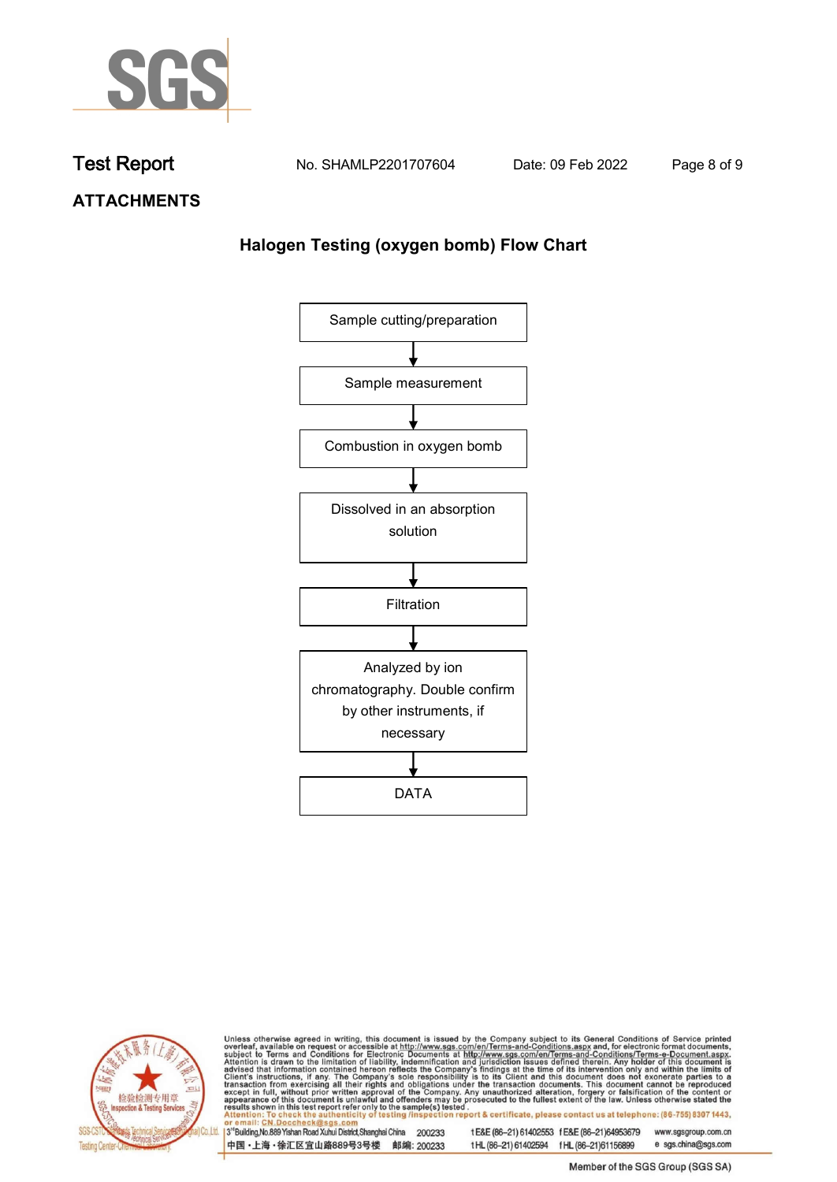## ATTACHMENTS

### Halogen Testing (oxygen bomb) Flow Chart

Sample cutting/preparation

↓

Sample measurement

↓

Combustion in oxygen bomb

↓

Dissolved in an absorption solution

↓

Filtration

↓

Analyzed by ion chromatography. Double confirm by other instruments, if necessary

↓

DATA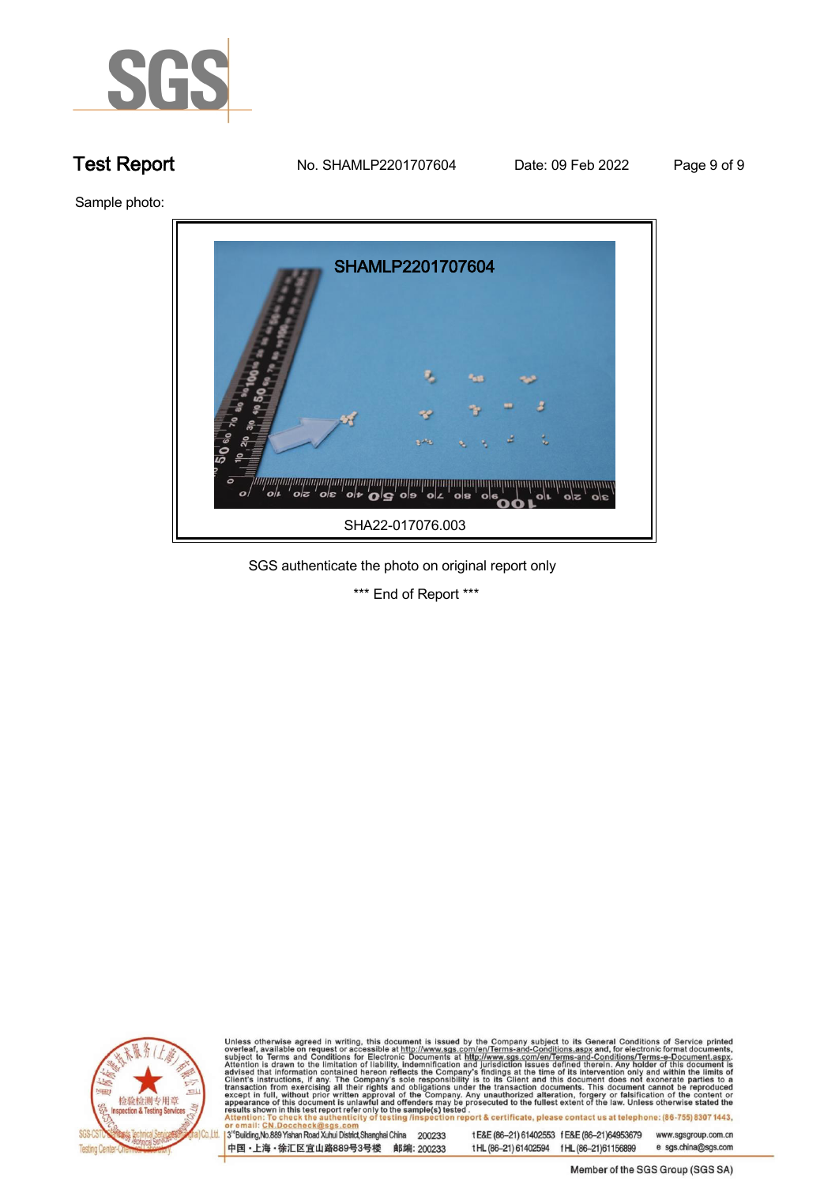Sample photo:

SHAMLP2201707604

SHA22-017076.003

SGS authenticate the photo on original report only

\*\*\* End of Report \*\*\*